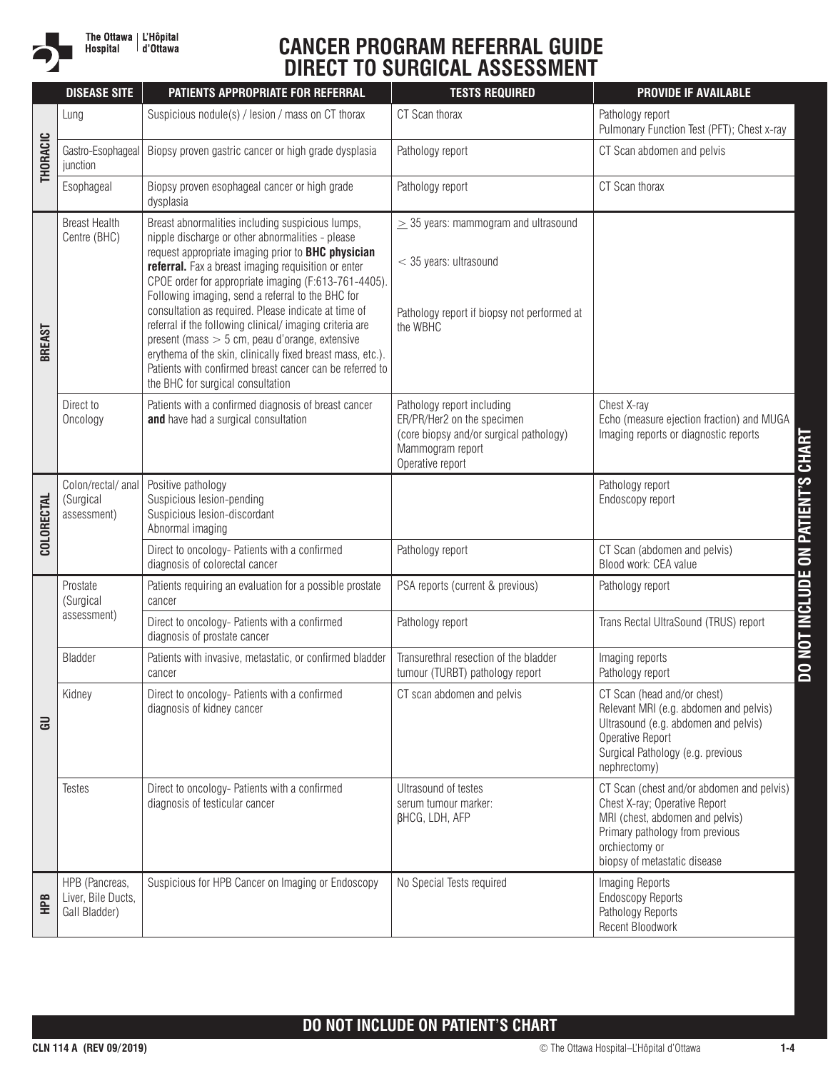# CANCER PROGRAM REFERRAL GUIDE
## DIRECT TO SURGICAL ASSESSMENT

| | DISEASE SITE | PATIENTS APPROPRIATE FOR REFERRAL | TESTS REQUIRED | PROVIDE IF AVAILABLE |
|---|---|---|---|---|
| **THORACIC** | Lung | Suspicious nodule(s) / lesion / mass on CT thorax | CT Scan thorax | Pathology report<br>Pulmonary Function Test (PFT); Chest x-ray |
| | Gastro-Esophageal junction | Biopsy proven gastric cancer or high grade dysplasia | Pathology report | CT Scan abdomen and pelvis |
| | Esophageal | Biopsy proven esophageal cancer or high grade dysplasia | Pathology report | CT Scan thorax |
| **BREAST** | Breast Health Centre (BHC) | Breast abnormalities including suspicious lumps, nipple discharge or other abnormalities - please request appropriate imaging prior to **BHC physician referral.** Fax a breast imaging requisition or enter CPOE order for appropriate imaging (F:613-761-4405). Following imaging, send a referral to the BHC for consultation as required. Please indicate at time of referral if the following clinical/ imaging criteria are present (mass > 5 cm, peau d'orange, extensive erythema of the skin, clinically fixed breast mass, etc.). Patients with confirmed breast cancer can be referred to the BHC for surgical consultation | $\geq$ 35 years: mammogram and ultrasound<br>< 35 years: ultrasound<br>Pathology report if biopsy not performed at the WBHC | |
| | Direct to Oncology | Patients with a confirmed diagnosis of breast cancer **and** have had a surgical consultation | Pathology report including ER/PR/Her2 on the specimen (core biopsy and/or surgical pathology)<br>Mammogram report<br>Operative report | Chest X-ray<br>Echo (measure ejection fraction) and MUGA<br>Imaging reports or diagnostic reports |
| **COLORECTAL** | Colon/rectal/ anal (Surgical assessment) | Positive pathology<br>Suspicious lesion-pending<br>Suspicious lesion-discordant<br>Abnormal imaging | | Pathology report<br>Endoscopy report |
| | | Direct to oncology- Patients with a confirmed diagnosis of colorectal cancer | Pathology report | CT Scan (abdomen and pelvis)<br>Blood work: CEA value |
| **GU** | Prostate (Surgical assessment) | Patients requiring an evaluation for a possible prostate cancer | PSA reports (current & previous) | Pathology report |
| | | Direct to oncology- Patients with a confirmed diagnosis of prostate cancer | Pathology report | Trans Rectal UltraSound (TRUS) report |
| | Bladder | Patients with invasive, metastatic, or confirmed bladder cancer | Transurethral resection of the bladder tumour (TURBT) pathology report | Imaging reports<br>Pathology report |
| | Kidney | Direct to oncology- Patients with a confirmed diagnosis of kidney cancer | CT scan abdomen and pelvis | CT Scan (head and/or chest)<br>Relevant MRI (e.g. abdomen and pelvis)<br>Ultrasound (e.g. abdomen and pelvis)<br>Operative Report<br>Surgical Pathology (e.g. previous nephrectomy) |
| | Testes | Direct to oncology- Patients with a confirmed diagnosis of testicular cancer | Ultrasound of testes<br>serum tumour marker:<br>βHCG, LDH, AFP | CT Scan (chest and/or abdomen and pelvis)<br>Chest X-ray; Operative Report<br>MRI (chest, abdomen and pelvis)<br>Primary pathology from previous orchiectomy or<br>biopsy of metastatic disease |
| **HPB** | HPB (Pancreas, Liver, Bile Ducts, Gall Bladder) | Suspicious for HPB Cancer on Imaging or Endoscopy | No Special Tests required | Imaging Reports<br>Endoscopy Reports<br>Pathology Reports<br>Recent Bloodwork |

**DO NOT INCLUDE ON PATIENT'S CHART**

CLN 114 A (REV 09/2019)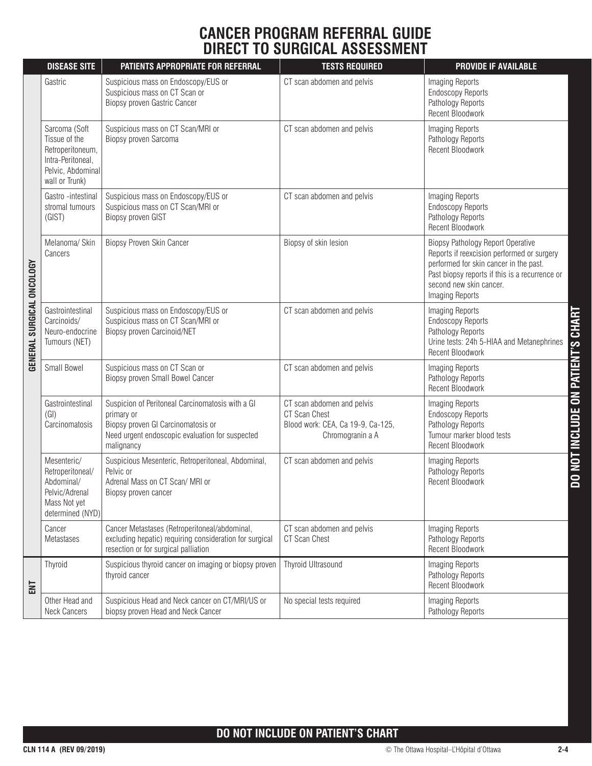# CANCER PROGRAM REFERRAL GUIDE
# DIRECT TO SURGICAL ASSESSMENT

| | DISEASE SITE | PATIENTS APPROPRIATE FOR REFERRAL | TESTS REQUIRED | PROVIDE IF AVAILABLE |
|---|---|---|---|---|
| GENERAL SURGICAL ONCOLOGY | Gastric | Suspicious mass on Endoscopy/EUS or<br>Suspicious mass on CT Scan or<br>Biopsy proven Gastric Cancer | CT scan abdomen and pelvis | Imaging Reports<br>Endoscopy Reports<br>Pathology Reports<br>Recent Bloodwork |
| | Sarcoma (Soft Tissue of the Retroperitoneum, Intra-Peritoneal, Pelvic, Abdominal wall or Trunk) | Suspicious mass on CT Scan/MRI or<br>Biopsy proven Sarcoma | CT scan abdomen and pelvis | Imaging Reports<br>Pathology Reports<br>Recent Bloodwork |
| | Gastro -intestinal stromal tumours (GIST) | Suspicious mass on Endoscopy/EUS or<br>Suspicious mass on CT Scan/MRI or<br>Biopsy proven GIST | CT scan abdomen and pelvis | Imaging Reports<br>Endoscopy Reports<br>Pathology Reports<br>Recent Bloodwork |
| | Melanoma/ Skin Cancers | Biopsy Proven Skin Cancer | Biopsy of skin lesion | Biopsy Pathology Report Operative Reports if reexcision performed or surgery performed for skin cancer in the past.<br>Past biopsy reports if this is a recurrence or second new skin cancer.<br>Imaging Reports |
| | Gastrointestinal Carcinoids/ Neuro-endocrine Tumours (NET) | Suspicious mass on Endoscopy/EUS or<br>Suspicious mass on CT Scan/MRI or<br>Biopsy proven Carcinoid/NET | CT scan abdomen and pelvis | Imaging Reports<br>Endoscopy Reports<br>Pathology Reports<br>Urine tests: 24h 5-HIAA and Metanephrines<br>Recent Bloodwork |
| | Small Bowel | Suspicious mass on CT Scan or<br>Biopsy proven Small Bowel Cancer | CT scan abdomen and pelvis | Imaging Reports<br>Pathology Reports<br>Recent Bloodwork |
| | Gastrointestinal (GI) Carcinomatosis | Suspicion of Peritoneal Carcinomatosis with a GI primary or<br>Biopsy proven GI Carcinomatosis or<br>Need urgent endoscopic evaluation for suspected malignancy | CT scan abdomen and pelvis<br>CT Scan Chest<br>Blood work: CEA, Ca 19-9, Ca-125, Chromogranin a A | Imaging Reports<br>Endoscopy Reports<br>Pathology Reports<br>Tumour marker blood tests<br>Recent Bloodwork |
| | Mesenteric/ Retroperitoneal/ Abdominal/ Pelvic/Adrenal Mass Not yet determined (NYD) | Suspicious Mesenteric, Retroperitoneal, Abdominal, Pelvic or<br>Adrenal Mass on CT Scan/ MRI or<br>Biopsy proven cancer | CT scan abdomen and pelvis | Imaging Reports<br>Pathology Reports<br>Recent Bloodwork |
| | Cancer Metastases | Cancer Metastases (Retroperitoneal/abdominal, excluding hepatic) requiring consideration for surgical resection or for surgical palliation | CT scan abdomen and pelvis<br>CT Scan Chest | Imaging Reports<br>Pathology Reports<br>Recent Bloodwork |
| ENT | Thyroid | Suspicious thyroid cancer on imaging or biopsy proven thyroid cancer | Thyroid Ultrasound | Imaging Reports<br>Pathology Reports<br>Recent Bloodwork |
| | Other Head and Neck Cancers | Suspicious Head and Neck cancer on CT/MRI/US or biopsy proven Head and Neck Cancer | No special tests required | Imaging Reports<br>Pathology Reports |

**DO NOT INCLUDE ON PATIENT'S CHART**

CLN 114 A (REV 09/2019) © The Ottawa Hospital–L'Hôpital d'Ottawa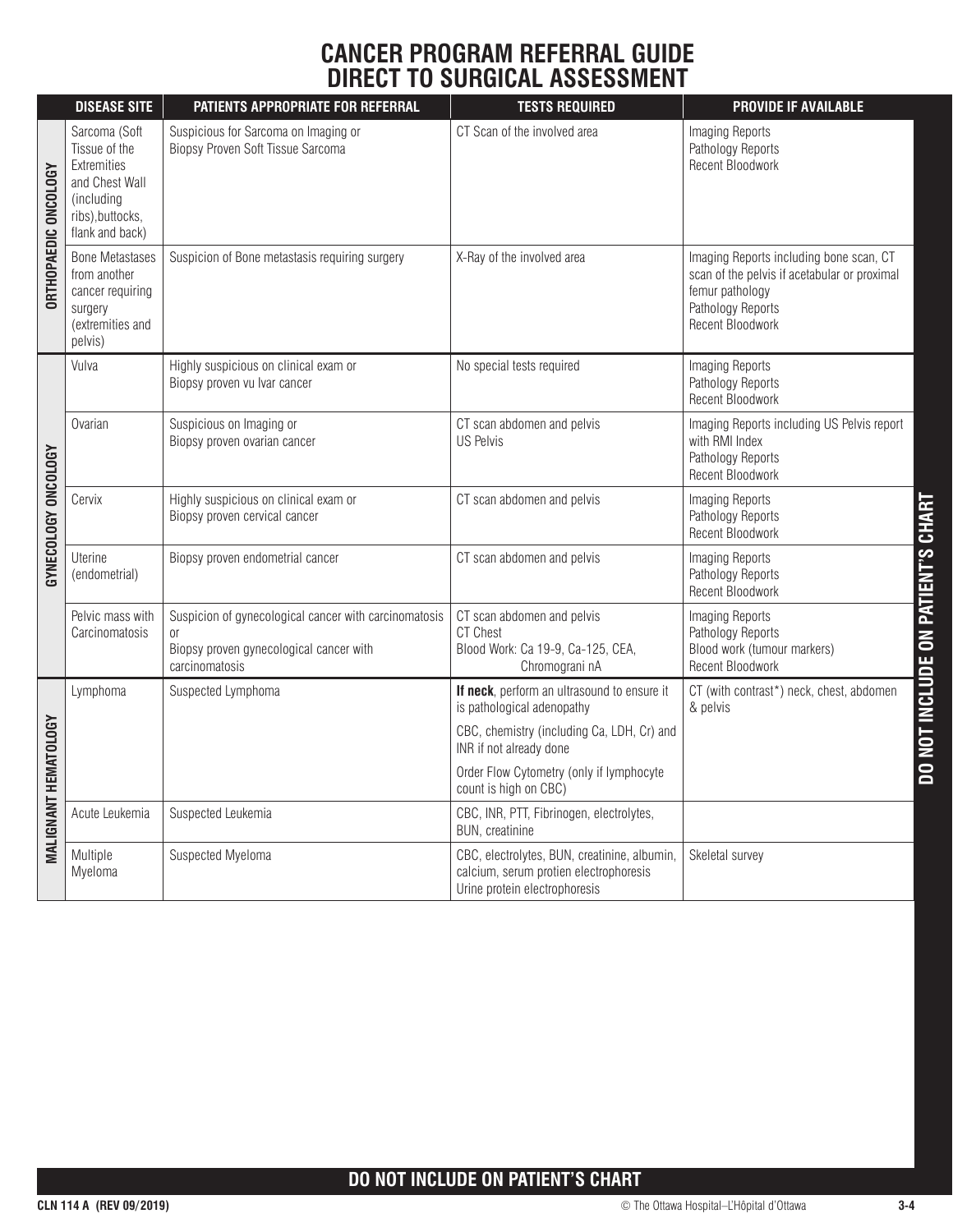# CANCER PROGRAM REFERRAL GUIDE
## DIRECT TO SURGICAL ASSESSMENT

| | DISEASE SITE | PATIENTS APPROPRIATE FOR REFERRAL | TESTS REQUIRED | PROVIDE IF AVAILABLE |
|---|---|---|---|---|
| ORTHOPAEDIC ONCOLOGY | Sarcoma (Soft Tissue of the Extremities and Chest Wall (including ribs),buttocks, flank and back) | Suspicious for Sarcoma on Imaging or Biopsy Proven Soft Tissue Sarcoma | CT Scan of the involved area | Imaging Reports<br>Pathology Reports<br>Recent Bloodwork |
| | Bone Metastases from another cancer requiring surgery (extremities and pelvis) | Suspicion of Bone metastasis requiring surgery | X-Ray of the involved area | Imaging Reports including bone scan, CT scan of the pelvis if acetabular or proximal femur pathology<br>Pathology Reports<br>Recent Bloodwork |
| GYNECOLOGY ONCOLOGY | Vulva | Highly suspicious on clinical exam or Biopsy proven vu lvar cancer | No special tests required | Imaging Reports<br>Pathology Reports<br>Recent Bloodwork |
| | Ovarian | Suspicious on Imaging or Biopsy proven ovarian cancer | CT scan abdomen and pelvis<br>US Pelvis | Imaging Reports including US Pelvis report with RMI Index<br>Pathology Reports<br>Recent Bloodwork |
| | Cervix | Highly suspicious on clinical exam or Biopsy proven cervical cancer | CT scan abdomen and pelvis | Imaging Reports<br>Pathology Reports<br>Recent Bloodwork |
| | Uterine (endometrial) | Biopsy proven endometrial cancer | CT scan abdomen and pelvis | Imaging Reports<br>Pathology Reports<br>Recent Bloodwork |
| | Pelvic mass with Carcinomatosis | Suspicion of gynecological cancer with carcinomatosis<br>or<br>Biopsy proven gynecological cancer with carcinomatosis | CT scan abdomen and pelvis<br>CT Chest<br>Blood Work: Ca 19-9, Ca-125, CEA, Chromograni nA | Imaging Reports<br>Pathology Reports<br>Blood work (tumour markers)<br>Recent Bloodwork |
| MALIGNANT HEMATOLOGY | Lymphoma | Suspected Lymphoma | **If neck**, perform an ultrasound to ensure it is pathological adenopathy<br>CBC, chemistry (including Ca, LDH, Cr) and INR if not already done<br>Order Flow Cytometry (only if lymphocyte count is high on CBC) | CT (with contrast*) neck, chest, abdomen & pelvis |
| | Acute Leukemia | Suspected Leukemia | CBC, INR, PTT, Fibrinogen, electrolytes, BUN, creatinine | |
| | Multiple Myeloma | Suspected Myeloma | CBC, electrolytes, BUN, creatinine, albumin, calcium, serum protien electrophoresis<br>Urine protein electrophoresis | Skeletal survey |

**DO NOT INCLUDE ON PATIENT'S CHART**

CLN 114 A (REV 09/2019) © The Ottawa Hospital–L'Hôpital d'Ottawa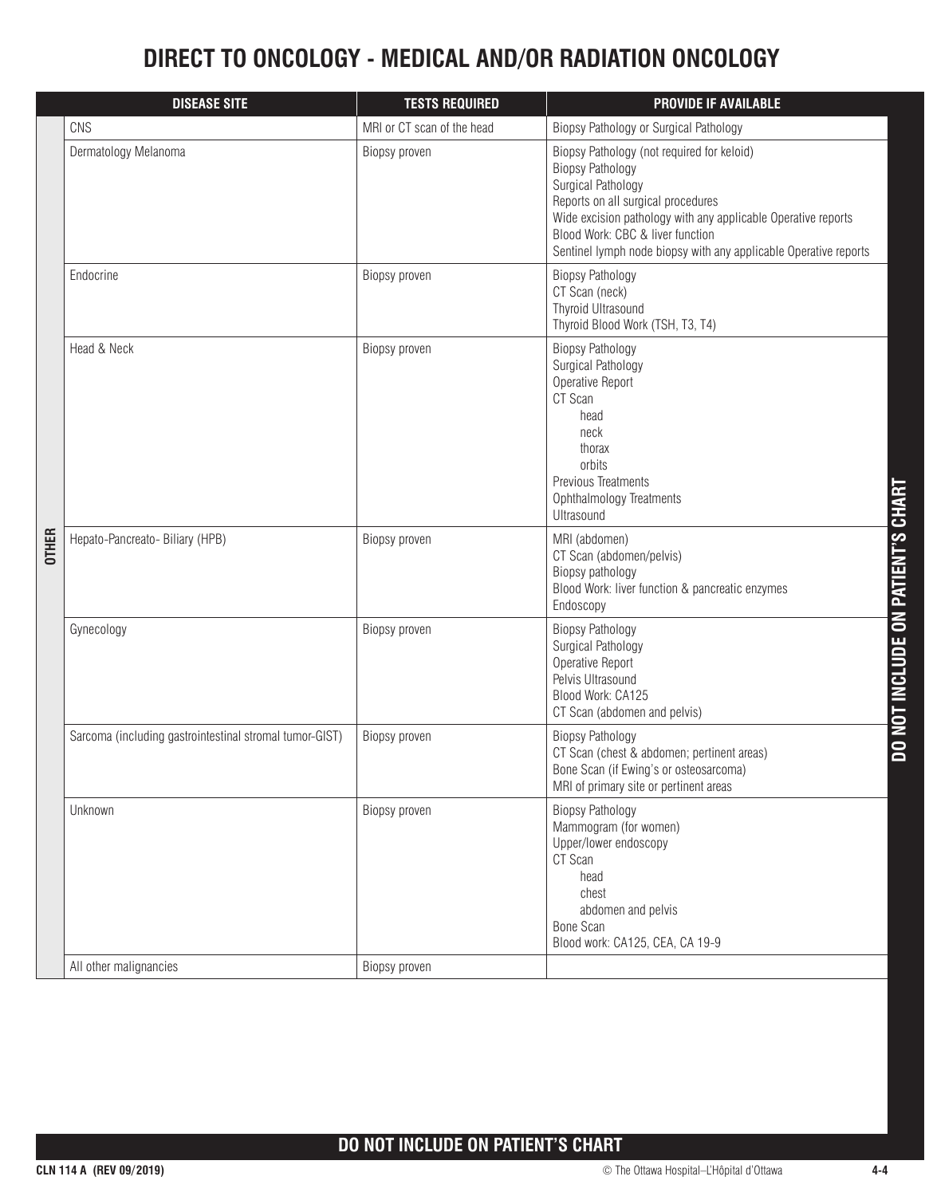# DIRECT TO ONCOLOGY - MEDICAL AND/OR RADIATION ONCOLOGY

| | DISEASE SITE | TESTS REQUIRED | PROVIDE IF AVAILABLE |
|---|---|---|---|
| OTHER | CNS | MRI or CT scan of the head | Biopsy Pathology or Surgical Pathology |
| | Dermatology Melanoma | Biopsy proven | Biopsy Pathology (not required for keloid)<br>Biopsy Pathology<br>Surgical Pathology<br>Reports on all surgical procedures<br>Wide excision pathology with any applicable Operative reports<br>Blood Work: CBC & liver function<br>Sentinel lymph node biopsy with any applicable Operative reports |
| | Endocrine | Biopsy proven | Biopsy Pathology<br>CT Scan (neck)<br>Thyroid Ultrasound<br>Thyroid Blood Work (TSH, T3, T4) |
| | Head & Neck | Biopsy proven | Biopsy Pathology<br>Surgical Pathology<br>Operative Report<br>CT Scan<br>head<br>neck<br>thorax<br>orbits<br>Previous Treatments<br>Ophthalmology Treatments<br>Ultrasound |
| | Hepato-Pancreato- Biliary (HPB) | Biopsy proven | MRI (abdomen)<br>CT Scan (abdomen/pelvis)<br>Biopsy pathology<br>Blood Work: liver function & pancreatic enzymes<br>Endoscopy |
| | Gynecology | Biopsy proven | Biopsy Pathology<br>Surgical Pathology<br>Operative Report<br>Pelvis Ultrasound<br>Blood Work: CA125<br>CT Scan (abdomen and pelvis) |
| | Sarcoma (including gastrointestinal stromal tumor-GIST) | Biopsy proven | Biopsy Pathology<br>CT Scan (chest & abdomen; pertinent areas)<br>Bone Scan (if Ewing's or osteosarcoma)<br>MRI of primary site or pertinent areas |
| | Unknown | Biopsy proven | Biopsy Pathology<br>Mammogram (for women)<br>Upper/lower endoscopy<br>CT Scan<br>head<br>chest<br>abdomen and pelvis<br>Bone Scan<br>Blood work: CA125, CEA, CA 19-9 |
| | All other malignancies | Biopsy proven | |

DO NOT INCLUDE ON PATIENT'S CHART

DO NOT INCLUDE ON PATIENT'S CHART

CLN 114 A (REV 09/2019)

© The Ottawa Hospital–L'Hôpital d'Ottawa